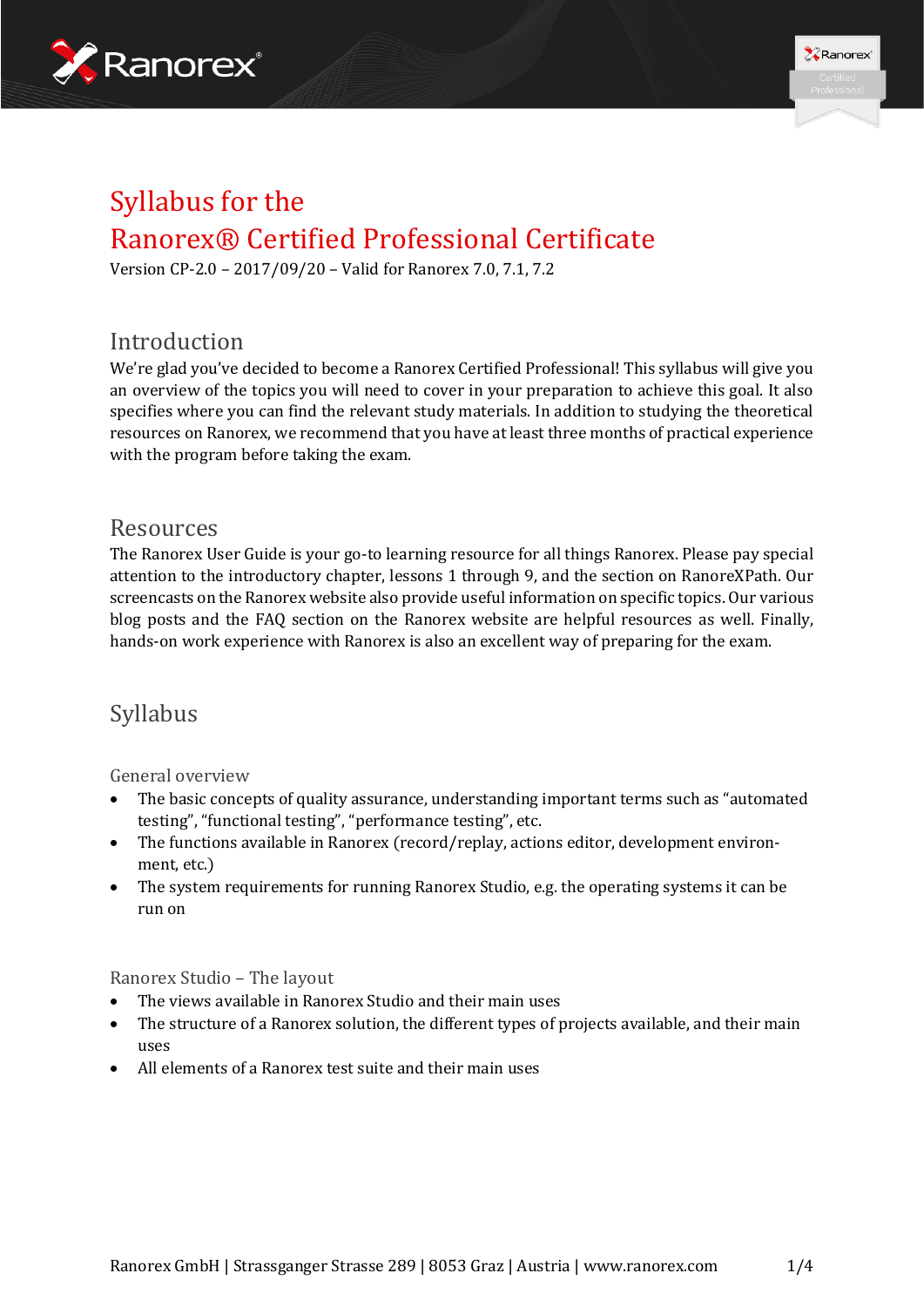# Syllabus for the Ranorex® Certified Professional Certificate

Version CP-2.0 – 2017/09/20 – Valid for Ranorex 7.0, 7.1, 7.2

## Introduction

We're glad you've decided to become a Ranorex Certified Professional! This syllabus will give you an overview of the topics you will need to cover in your preparation to achieve this goal. It also specifies where you can find the relevant study materials. In addition to studying the theoretical resources on Ranorex, we recommend that you have at least three months of practical experience with the program before taking the exam.

## Resources

The Ranorex User Guide is your go-to learning resource for all things Ranorex. Please pay special attention to the introductory chapter, lessons 1 through 9, and the section on RanoreXPath. Our screencasts on the Ranorex website also provide useful information on specific topics. Our various blog posts and the FAQ section on the Ranorex website are helpful resources as well. Finally, hands-on work experience with Ranorex is also an excellent way of preparing for the exam.

## Syllabus

### General overview

- The basic concepts of quality assurance, understanding important terms such as "automated testing", "functional testing", "performance testing", etc.
- The functions available in Ranorex (record/replay, actions editor, development environment, etc.)
- The system requirements for running Ranorex Studio, e.g. the operating systems it can be run on

### Ranorex Studio – The layout

- The views available in Ranorex Studio and their main uses
- The structure of a Ranorex solution, the different types of projects available, and their main uses
- All elements of a Ranorex test suite and their main uses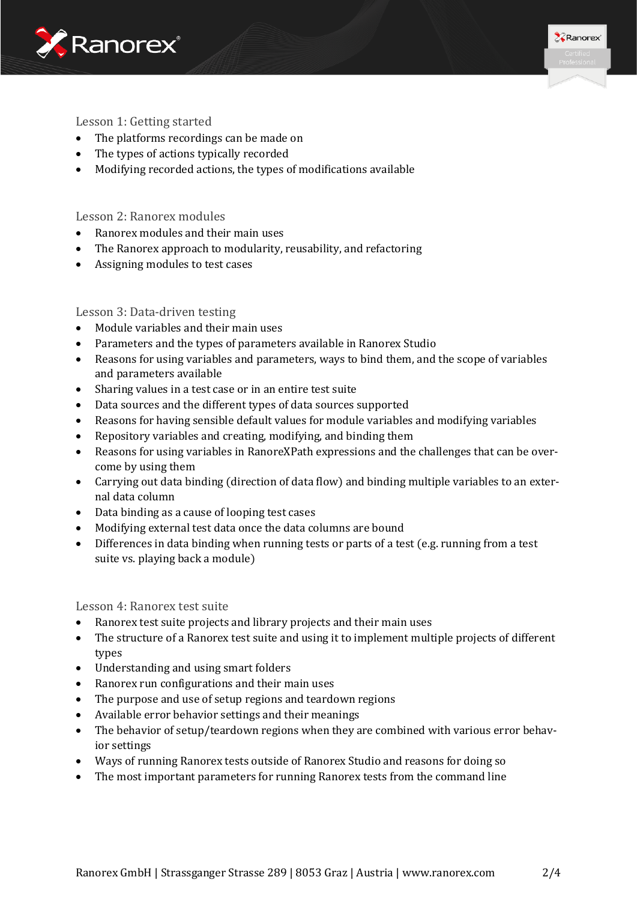## Lesson 1: Getting started

- The platforms recordings can be made on
- The types of actions typically recorded
- Modifying recorded actions, the types of modifications available

## Lesson 2: Ranorex modules

- Ranorex modules and their main uses
- The Ranorex approach to modularity, reusability, and refactoring
- Assigning modules to test cases

## Lesson 3: Data-driven testing

- Module variables and their main uses
- Parameters and the types of parameters available in Ranorex Studio
- Reasons for using variables and parameters, ways to bind them, and the scope of variables and parameters available
- Sharing values in a test case or in an entire test suite
- Data sources and the different types of data sources supported
- Reasons for having sensible default values for module variables and modifying variables
- Repository variables and creating, modifying, and binding them
- Reasons for using variables in RanoreXPath expressions and the challenges that can be overcome by using them
- Carrying out data binding (direction of data flow) and binding multiple variables to an external data column
- Data binding as a cause of looping test cases
- Modifying external test data once the data columns are bound
- Differences in data binding when running tests or parts of a test (e.g. running from a test suite vs. playing back a module)

## Lesson 4: Ranorex test suite

- Ranorex test suite projects and library projects and their main uses
- The structure of a Ranorex test suite and using it to implement multiple projects of different types
- Understanding and using smart folders
- Ranorex run configurations and their main uses
- The purpose and use of setup regions and teardown regions
- Available error behavior settings and their meanings
- The behavior of setup/teardown regions when they are combined with various error behavior settings
- Ways of running Ranorex tests outside of Ranorex Studio and reasons for doing so
- The most important parameters for running Ranorex tests from the command line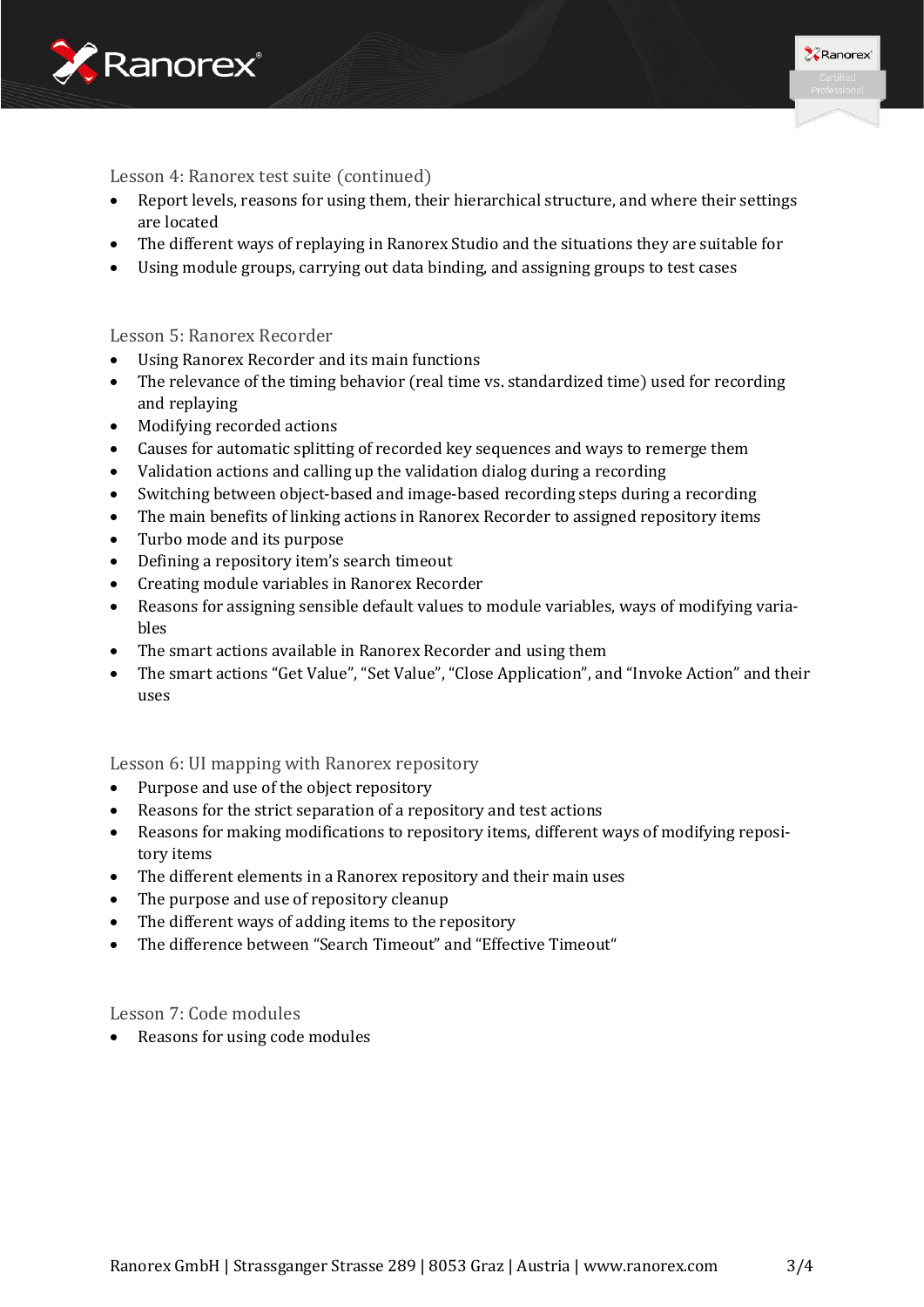## Lesson 4: Ranorex test suite (continued)

- Report levels, reasons for using them, their hierarchical structure, and where their settings are located
- The different ways of replaying in Ranorex Studio and the situations they are suitable for
- Using module groups, carrying out data binding, and assigning groups to test cases

## Lesson 5: Ranorex Recorder

- Using Ranorex Recorder and its main functions
- The relevance of the timing behavior (real time vs. standardized time) used for recording and replaying
- Modifying recorded actions
- Causes for automatic splitting of recorded key sequences and ways to remerge them
- Validation actions and calling up the validation dialog during a recording
- Switching between object-based and image-based recording steps during a recording
- The main benefits of linking actions in Ranorex Recorder to assigned repository items
- Turbo mode and its purpose
- Defining a repository item's search timeout
- Creating module variables in Ranorex Recorder
- Reasons for assigning sensible default values to module variables, ways of modifying variables
- The smart actions available in Ranorex Recorder and using them
- The smart actions "Get Value", "Set Value", "Close Application", and "Invoke Action" and their uses

## Lesson 6: UI mapping with Ranorex repository

- Purpose and use of the object repository
- Reasons for the strict separation of a repository and test actions
- Reasons for making modifications to repository items, different ways of modifying repository items
- The different elements in a Ranorex repository and their main uses
- The purpose and use of repository cleanup
- The different ways of adding items to the repository
- The difference between "Search Timeout" and "Effective Timeout"

## Lesson 7: Code modules

- Reasons for using code modules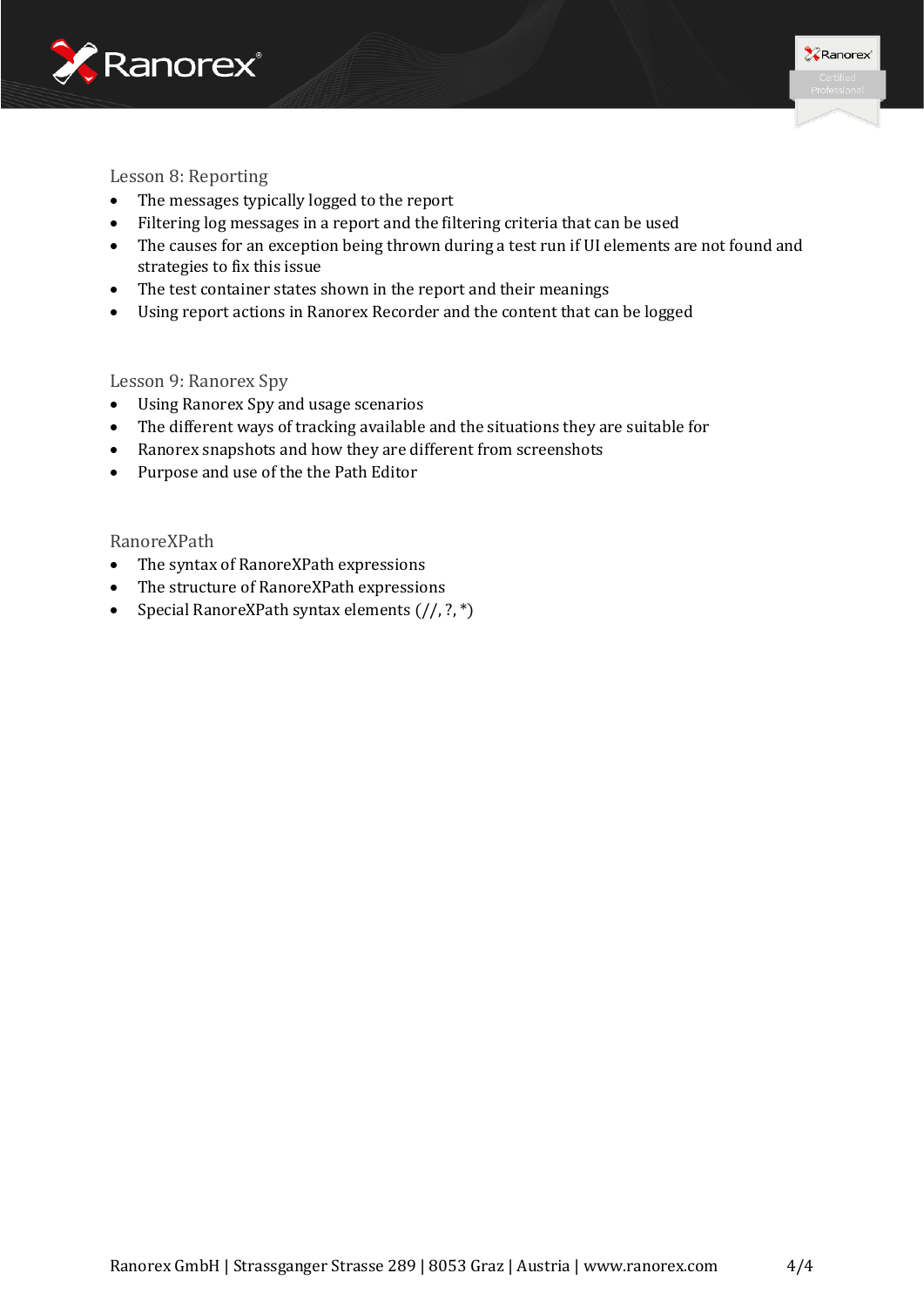### Lesson 8: Reporting

- The messages typically logged to the report
- Filtering log messages in a report and the filtering criteria that can be used
- The causes for an exception being thrown during a test run if UI elements are not found and strategies to fix this issue
- The test container states shown in the report and their meanings
- Using report actions in Ranorex Recorder and the content that can be logged

### Lesson 9: Ranorex Spy

- Using Ranorex Spy and usage scenarios
- The different ways of tracking available and the situations they are suitable for
- Ranorex snapshots and how they are different from screenshots
- Purpose and use of the the Path Editor

### RanoreXPath

- The syntax of RanoreXPath expressions
- The structure of RanoreXPath expressions
- Special RanoreXPath syntax elements (//, ?, *)